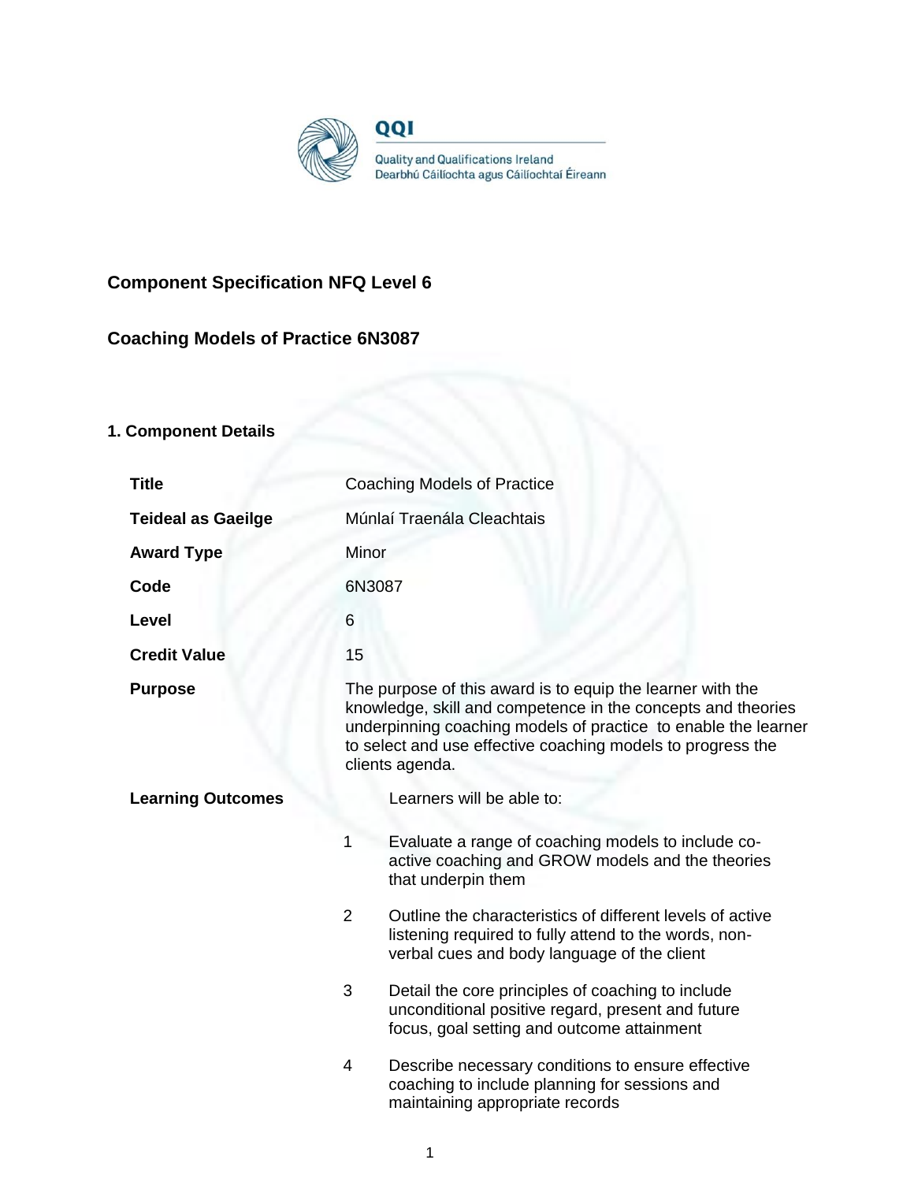QQI

Quality and Qualifications Ireland
Dearbhú Cáilíochta agus Cáilíochtaí Éireann

## Component Specification NFQ Level 6

## Coaching Models of Practice 6N3087

### 1. Component Details

| | |
|---|---|
| **Title** | Coaching Models of Practice |
| **Teideal as Gaeilge** | Múnlaí Traenála Cleachtais |
| **Award Type** | Minor |
| **Code** | 6N3087 |
| **Level** | 6 |
| **Credit Value** | 15 |
| **Purpose** | The purpose of this award is to equip the learner with the knowledge, skill and competence in the concepts and theories underpinning coaching models of practice to enable the learner to select and use effective coaching models to progress the clients agenda. |
| **Learning Outcomes** | Learners will be able to: |

1. Evaluate a range of coaching models to include co-active coaching and GROW models and the theories that underpin them
2. Outline the characteristics of different levels of active listening required to fully attend to the words, non-verbal cues and body language of the client
3. Detail the core principles of coaching to include unconditional positive regard, present and future focus, goal setting and outcome attainment
4. Describe necessary conditions to ensure effective coaching to include planning for sessions and maintaining appropriate records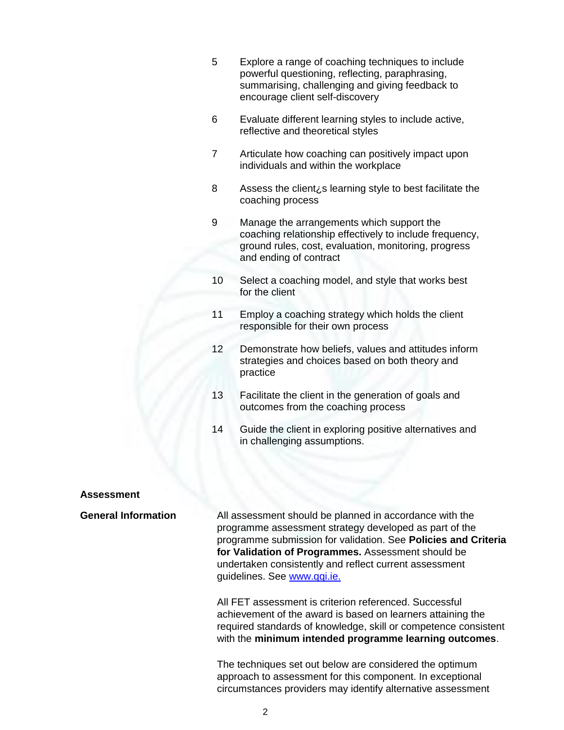5. Explore a range of coaching techniques to include powerful questioning, reflecting, paraphrasing, summarising, challenging and giving feedback to encourage client self-discovery

6. Evaluate different learning styles to include active, reflective and theoretical styles

7. Articulate how coaching can positively impact upon individuals and within the workplace

8. Assess the client¿s learning style to best facilitate the coaching process

9. Manage the arrangements which support the coaching relationship effectively to include frequency, ground rules, cost, evaluation, monitoring, progress and ending of contract

10. Select a coaching model, and style that works best for the client

11. Employ a coaching strategy which holds the client responsible for their own process

12. Demonstrate how beliefs, values and attitudes inform strategies and choices based on both theory and practice

13. Facilitate the client in the generation of goals and outcomes from the coaching process

14. Guide the client in exploring positive alternatives and in challenging assumptions.

## Assessment

**General Information**

All assessment should be planned in accordance with the programme assessment strategy developed as part of the programme submission for validation. See **Policies and Criteria for Validation of Programmes.** Assessment should be undertaken consistently and reflect current assessment guidelines. See [www.qqi.ie.](http://www.qqi.ie)

All FET assessment is criterion referenced. Successful achievement of the award is based on learners attaining the required standards of knowledge, skill or competence consistent with the **minimum intended programme learning outcomes**.

The techniques set out below are considered the optimum approach to assessment for this component. In exceptional circumstances providers may identify alternative assessment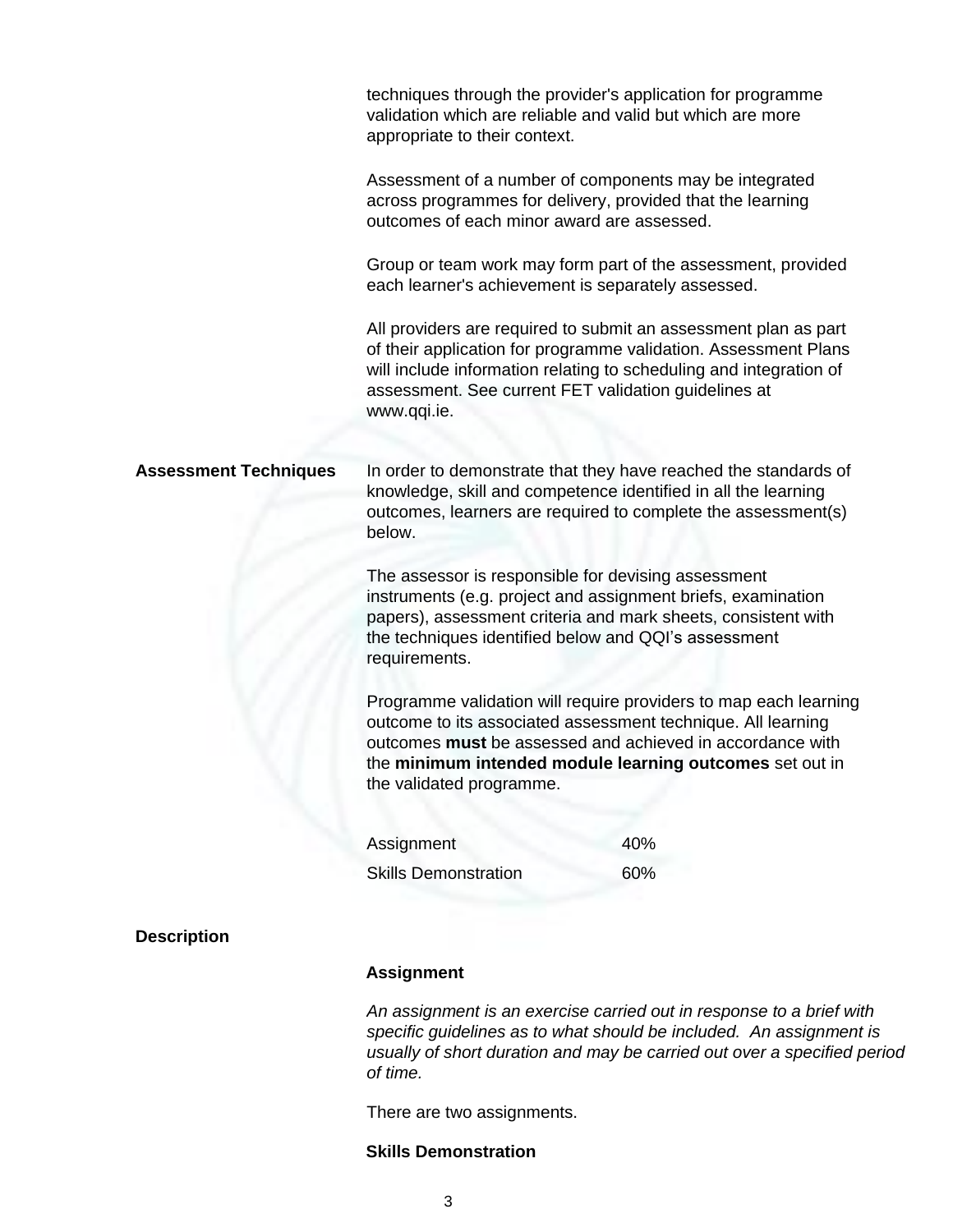techniques through the provider's application for programme validation which are reliable and valid but which are more appropriate to their context.

Assessment of a number of components may be integrated across programmes for delivery, provided that the learning outcomes of each minor award are assessed.

Group or team work may form part of the assessment, provided each learner's achievement is separately assessed.

All providers are required to submit an assessment plan as part of their application for programme validation. Assessment Plans will include information relating to scheduling and integration of assessment. See current FET validation guidelines at www.qqi.ie.

**Assessment Techniques**

In order to demonstrate that they have reached the standards of knowledge, skill and competence identified in all the learning outcomes, learners are required to complete the assessment(s) below.

The assessor is responsible for devising assessment instruments (e.g. project and assignment briefs, examination papers), assessment criteria and mark sheets, consistent with the techniques identified below and QQI's assessment requirements.

Programme validation will require providers to map each learning outcome to its associated assessment technique. All learning outcomes **must** be assessed and achieved in accordance with the **minimum intended module learning outcomes** set out in the validated programme.

| Assessment Technique | Weighting |
|---|---|
| Assignment | 40% |
| Skills Demonstration | 60% |

**Description**

**Assignment**

*An assignment is an exercise carried out in response to a brief with specific guidelines as to what should be included. An assignment is usually of short duration and may be carried out over a specified period of time.*

There are two assignments.

**Skills Demonstration**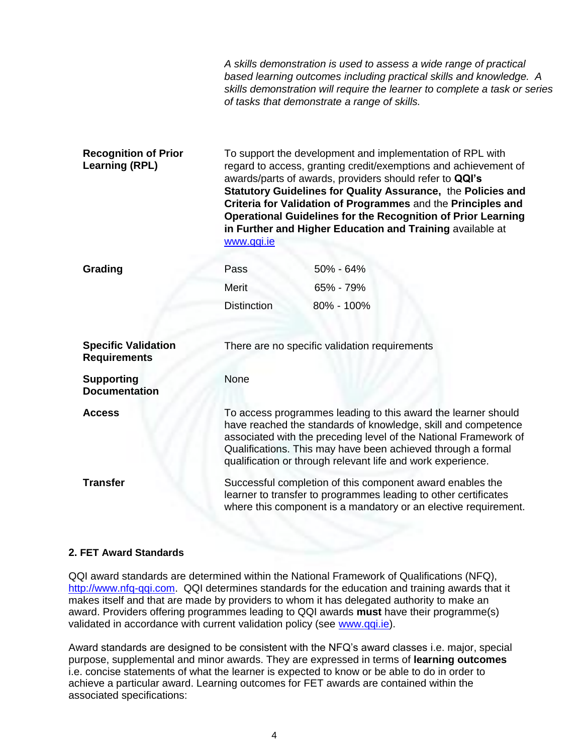*A skills demonstration is used to assess a wide range of practical based learning outcomes including practical skills and knowledge. A skills demonstration will require the learner to complete a task or series of tasks that demonstrate a range of skills.*

**Recognition of Prior Learning (RPL)**

To support the development and implementation of RPL with regard to access, granting credit/exemptions and achievement of awards/parts of awards, providers should refer to **QQI's Statutory Guidelines for Quality Assurance,** the **Policies and Criteria for Validation of Programmes** and the **Principles and Operational Guidelines for the Recognition of Prior Learning in Further and Higher Education and Training** available at www.qqi.ie

**Grading**

| | |
|---|---|
| Pass | 50% - 64% |
| Merit | 65% - 79% |
| Distinction | 80% - 100% |

**Specific Validation Requirements**

There are no specific validation requirements

**Supporting Documentation**

None

**Access**

To access programmes leading to this award the learner should have reached the standards of knowledge, skill and competence associated with the preceding level of the National Framework of Qualifications. This may have been achieved through a formal qualification or through relevant life and work experience.

**Transfer**

Successful completion of this component award enables the learner to transfer to programmes leading to other certificates where this component is a mandatory or an elective requirement.

## 2. FET Award Standards

QQI award standards are determined within the National Framework of Qualifications (NFQ), http://www.nfq-qqi.com. QQI determines standards for the education and training awards that it makes itself and that are made by providers to whom it has delegated authority to make an award. Providers offering programmes leading to QQI awards **must** have their programme(s) validated in accordance with current validation policy (see www.qqi.ie).

Award standards are designed to be consistent with the NFQ's award classes i.e. major, special purpose, supplemental and minor awards. They are expressed in terms of **learning outcomes** i.e. concise statements of what the learner is expected to know or be able to do in order to achieve a particular award. Learning outcomes for FET awards are contained within the associated specifications: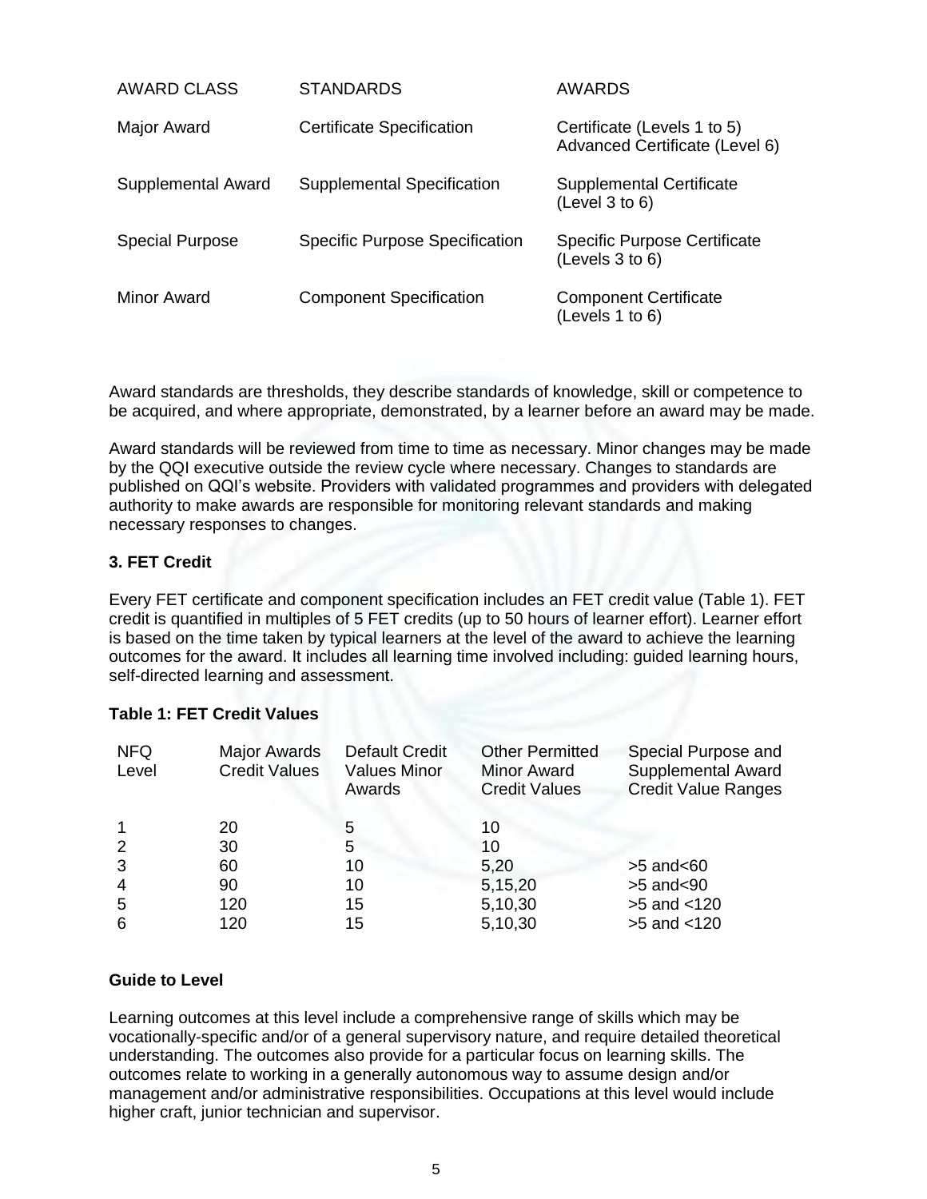| AWARD CLASS | STANDARDS | AWARDS |
| --- | --- | --- |
| Major Award | Certificate Specification | Certificate (Levels 1 to 5) Advanced Certificate (Level 6) |
| Supplemental Award | Supplemental Specification | Supplemental Certificate (Level 3 to 6) |
| Special Purpose | Specific Purpose Specification | Specific Purpose Certificate (Levels 3 to 6) |
| Minor Award | Component Specification | Component Certificate (Levels 1 to 6) |

Award standards are thresholds, they describe standards of knowledge, skill or competence to be acquired, and where appropriate, demonstrated, by a learner before an award may be made.

Award standards will be reviewed from time to time as necessary. Minor changes may be made by the QQI executive outside the review cycle where necessary. Changes to standards are published on QQI's website. Providers with validated programmes and providers with delegated authority to make awards are responsible for monitoring relevant standards and making necessary responses to changes.

**3. FET Credit**

Every FET certificate and component specification includes an FET credit value (Table 1). FET credit is quantified in multiples of 5 FET credits (up to 50 hours of learner effort). Learner effort is based on the time taken by typical learners at the level of the award to achieve the learning outcomes for the award. It includes all learning time involved including: guided learning hours, self-directed learning and assessment.

**Table 1: FET Credit Values**

| NFQ Level | Major Awards Credit Values | Default Credit Values Minor Awards | Other Permitted Minor Award Credit Values | Special Purpose and Supplemental Award Credit Value Ranges |
| --- | --- | --- | --- | --- |
| 1 | 20 | 5 | 10 | |
| 2 | 30 | 5 | 10 | |
| 3 | 60 | 10 | 5,20 | >5 and<60 |
| 4 | 90 | 10 | 5,15,20 | >5 and<90 |
| 5 | 120 | 15 | 5,10,30 | >5 and <120 |
| 6 | 120 | 15 | 5,10,30 | >5 and <120 |

**Guide to Level**

Learning outcomes at this level include a comprehensive range of skills which may be vocationally-specific and/or of a general supervisory nature, and require detailed theoretical understanding. The outcomes also provide for a particular focus on learning skills. The outcomes relate to working in a generally autonomous way to assume design and/or management and/or administrative responsibilities. Occupations at this level would include higher craft, junior technician and supervisor.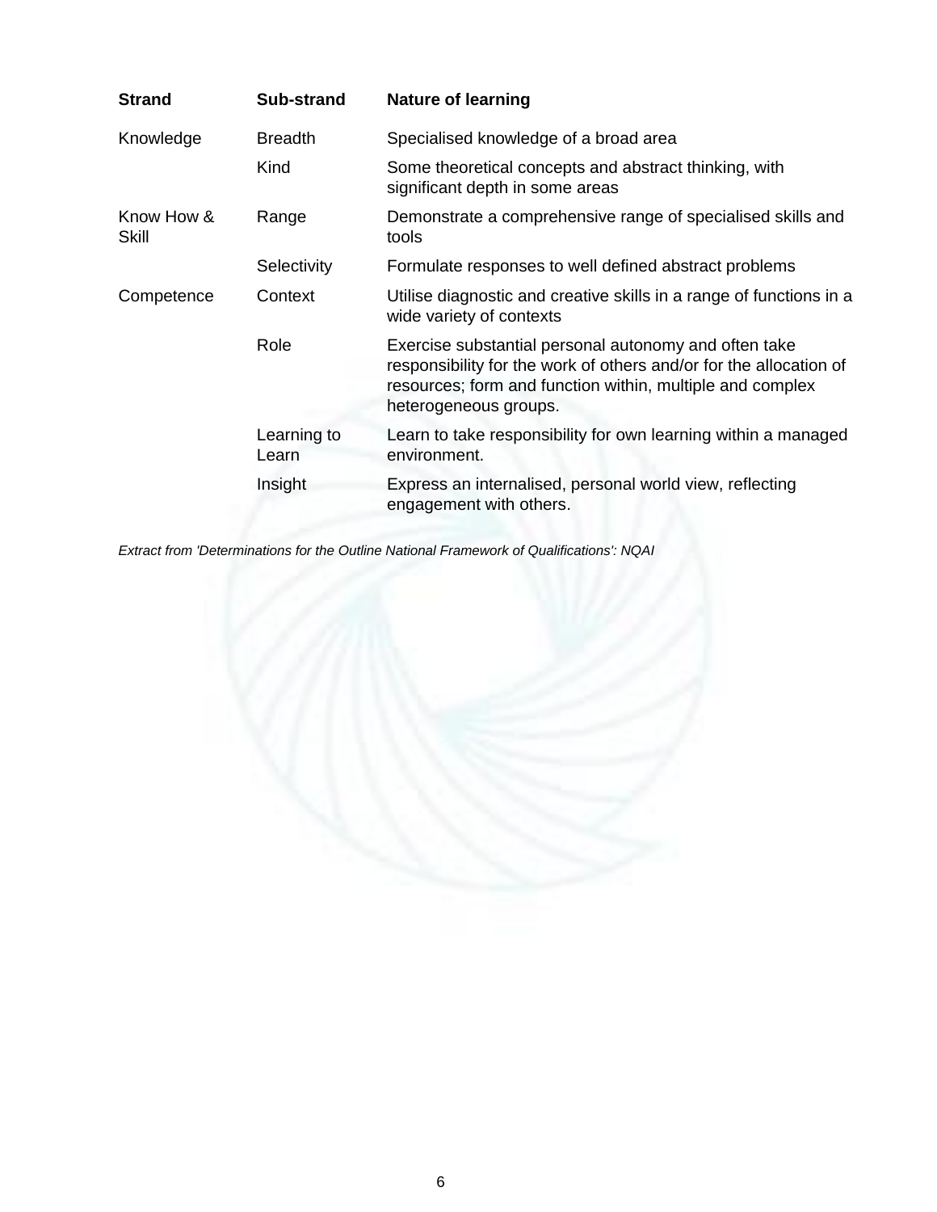| Strand | Sub-strand | Nature of learning |
|---|---|---|
| Knowledge | Breadth | Specialised knowledge of a broad area |
| | Kind | Some theoretical concepts and abstract thinking, with significant depth in some areas |
| Know How & Skill | Range | Demonstrate a comprehensive range of specialised skills and tools |
| | Selectivity | Formulate responses to well defined abstract problems |
| Competence | Context | Utilise diagnostic and creative skills in a range of functions in a wide variety of contexts |
| | Role | Exercise substantial personal autonomy and often take responsibility for the work of others and/or for the allocation of resources; form and function within, multiple and complex heterogeneous groups. |
| | Learning to Learn | Learn to take responsibility for own learning within a managed environment. |
| | Insight | Express an internalised, personal world view, reflecting engagement with others. |

*Extract from 'Determinations for the Outline National Framework of Qualifications': NQAI*